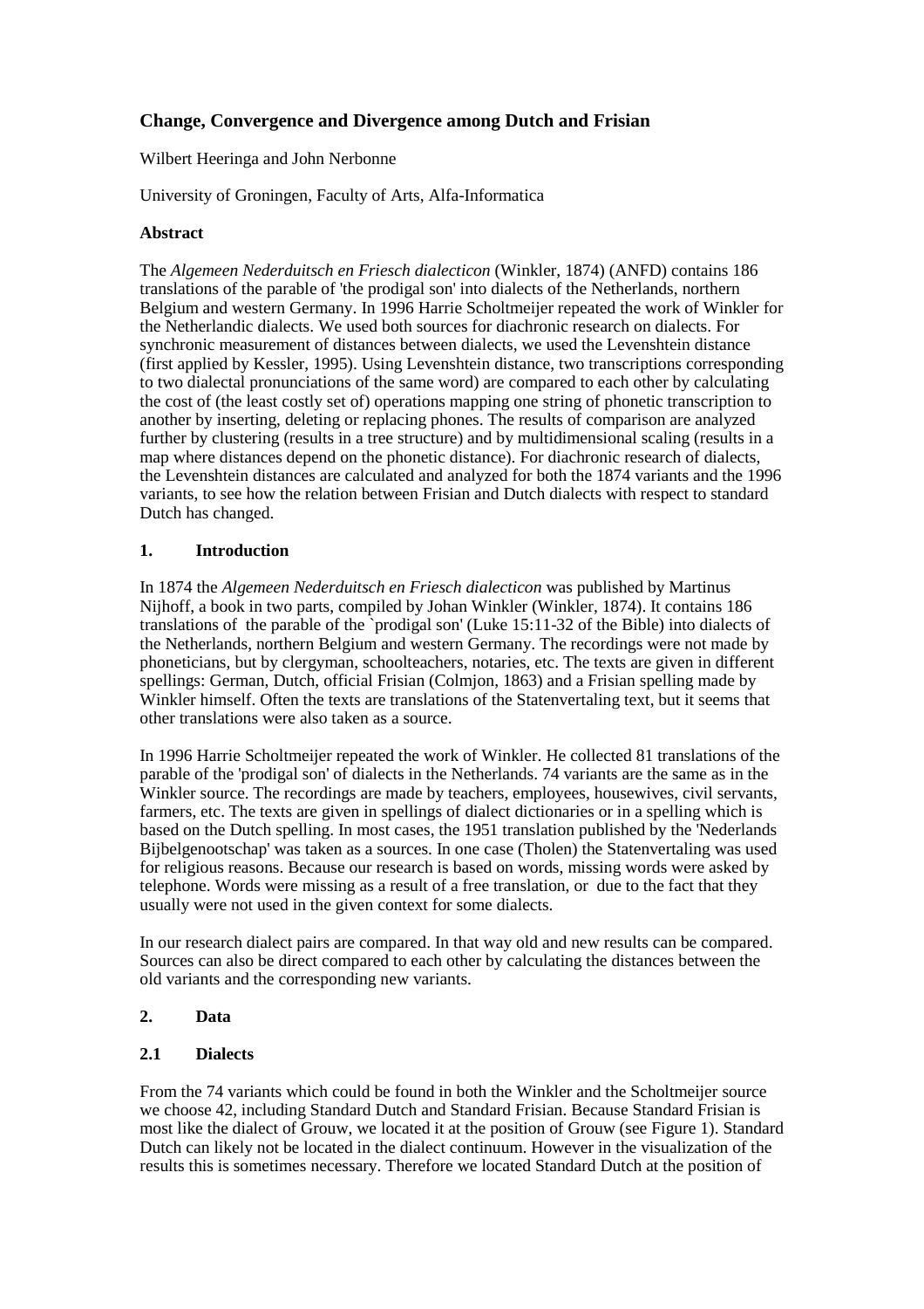# Change, Convergence and Divergence among Dutch and Frisian

Wilbert Heeringa and John Nerbonne

University of Groningen, Faculty of Arts, Alfa-Informatica

### Abstract

The *Algemeen Nederduitsch en Friesch dialecticon* (Winkler, 1874) (ANFD) contains 186 translations of the parable of 'the prodigal son' into dialects of the Netherlands, northern Belgium and western Germany. In 1996 Harrie Scholtmeijer repeated the work of Winkler for the Netherlandic dialects. We used both sources for diachronic research on dialects. For synchronic measurement of distances between dialects, we used the Levenshtein distance (first applied by Kessler, 1995). Using Levenshtein distance, two transcriptions corresponding to two dialectal pronunciations of the same word) are compared to each other by calculating the cost of (the least costly set of) operations mapping one string of phonetic transcription to another by inserting, deleting or replacing phones. The results of comparison are analyzed further by clustering (results in a tree structure) and by multidimensional scaling (results in a map where distances depend on the phonetic distance). For diachronic research of dialects, the Levenshtein distances are calculated and analyzed for both the 1874 variants and the 1996 variants, to see how the relation between Frisian and Dutch dialects with respect to standard Dutch has changed.

## 1. Introduction

In 1874 the *Algemeen Nederduitsch en Friesch dialecticon* was published by Martinus Nijhoff, a book in two parts, compiled by Johan Winkler (Winkler, 1874). It contains 186 translations of the parable of the `prodigal son' (Luke 15:11-32 of the Bible) into dialects of the Netherlands, northern Belgium and western Germany. The recordings were not made by phoneticians, but by clergyman, schoolteachers, notaries, etc. The texts are given in different spellings: German, Dutch, official Frisian (Colmjon, 1863) and a Frisian spelling made by Winkler himself. Often the texts are translations of the Statenvertaling text, but it seems that other translations were also taken as a source.

In 1996 Harrie Scholtmeijer repeated the work of Winkler. He collected 81 translations of the parable of the 'prodigal son' of dialects in the Netherlands. 74 variants are the same as in the Winkler source. The recordings are made by teachers, employees, housewives, civil servants, farmers, etc. The texts are given in spellings of dialect dictionaries or in a spelling which is based on the Dutch spelling. In most cases, the 1951 translation published by the 'Nederlands Bijbelgenootschap' was taken as a sources. In one case (Tholen) the Statenvertaling was used for religious reasons. Because our research is based on words, missing words were asked by telephone. Words were missing as a result of a free translation, or due to the fact that they usually were not used in the given context for some dialects.

In our research dialect pairs are compared. In that way old and new results can be compared. Sources can also be direct compared to each other by calculating the distances between the old variants and the corresponding new variants.

## 2. Data

### 2.1 Dialects

From the 74 variants which could be found in both the Winkler and the Scholtmeijer source we choose 42, including Standard Dutch and Standard Frisian. Because Standard Frisian is most like the dialect of Grouw, we located it at the position of Grouw (see Figure 1). Standard Dutch can likely not be located in the dialect continuum. However in the visualization of the results this is sometimes necessary. Therefore we located Standard Dutch at the position of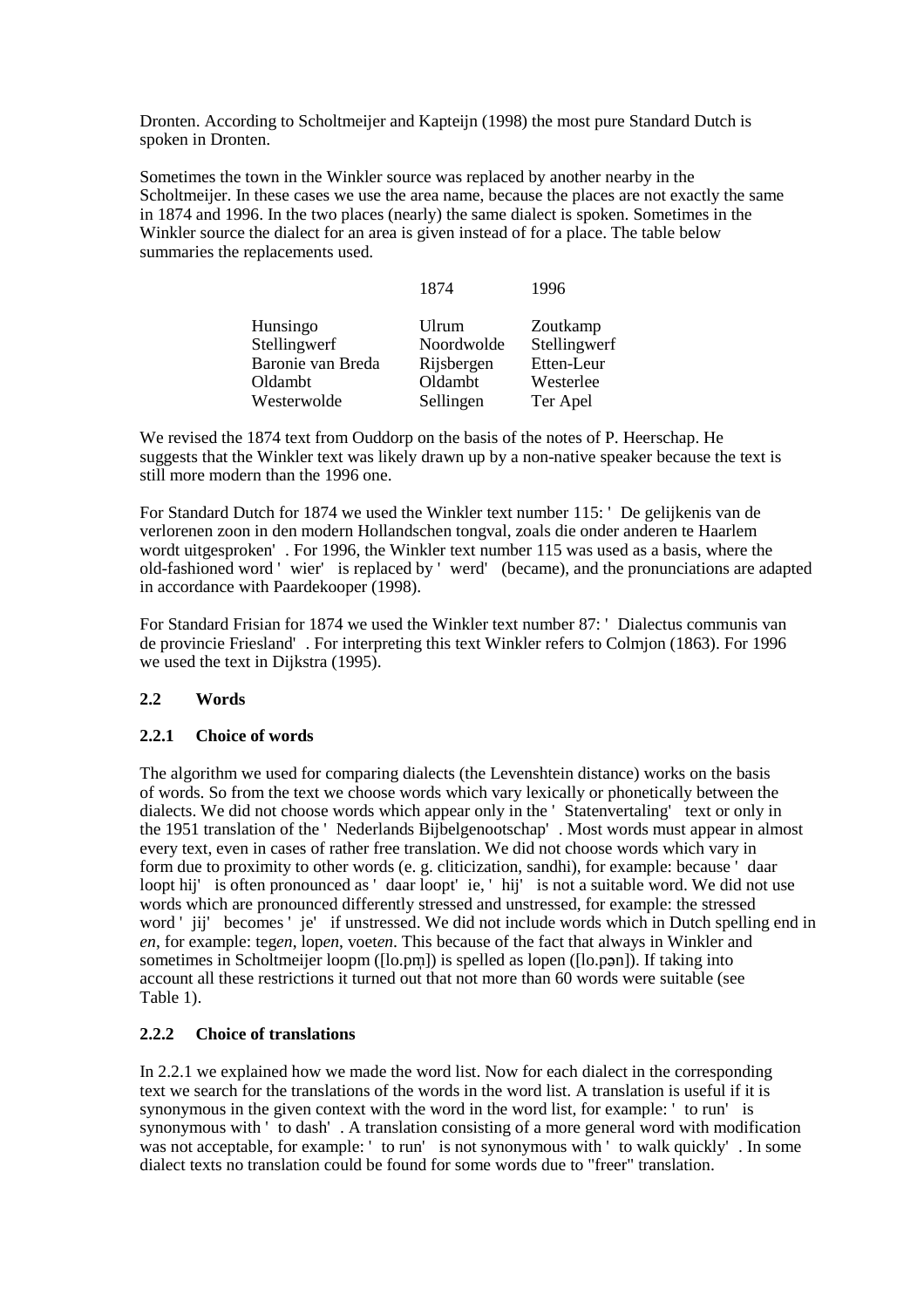Dronten. According to Scholtmeijer and Kapteijn (1998) the most pure Standard Dutch is spoken in Dronten.

Sometimes the town in the Winkler source was replaced by another nearby in the Scholtmeijer. In these cases we use the area name, because the places are not exactly the same in 1874 and 1996. In the two places (nearly) the same dialect is spoken. Sometimes in the Winkler source the dialect for an area is given instead of for a place. The table below summaries the replacements used.

| | 1874 | 1996 |
|---|---|---|
| Hunsingo | Ulrum | Zoutkamp |
| Stellingwerf | Noordwolde | Stellingwerf |
| Baronie van Breda | Rijsbergen | Etten-Leur |
| Oldambt | Oldambt | Westerlee |
| Westerwolde | Sellingen | Ter Apel |

We revised the 1874 text from Ouddorp on the basis of the notes of P. Heerschap. He suggests that the Winkler text was likely drawn up by a non-native speaker because the text is still more modern than the 1996 one.

For Standard Dutch for 1874 we used the Winkler text number 115: 'De gelijkenis van de verlorenen zoon in den modern Hollandschen tongval, zoals die onder anderen te Haarlem wordt uitgesproken'. For 1996, the Winkler text number 115 was used as a basis, where the old-fashioned word 'wier' is replaced by 'werd' (became), and the pronunciations are adapted in accordance with Paardekooper (1998).

For Standard Frisian for 1874 we used the Winkler text number 87: 'Dialectus communis van de provincie Friesland'. For interpreting this text Winkler refers to Colmjon (1863). For 1996 we used the text in Dijkstra (1995).

### 2.2 Words

#### 2.2.1 Choice of words

The algorithm we used for comparing dialects (the Levenshtein distance) works on the basis of words. So from the text we choose words which vary lexically or phonetically between the dialects. We did not choose words which appear only in the 'Statenvertaling' text or only in the 1951 translation of the 'Nederlands Bijbelgenootschap'. Most words must appear in almost every text, even in cases of rather free translation. We did not choose words which vary in form due to proximity to other words (e. g. cliticization, sandhi), for example: because 'daar loopt hij' is often pronounced as 'daar loopt' ie, 'hij' is not a suitable word. We did not use words which are pronounced differently stressed and unstressed, for example: the stressed word 'jij' becomes 'je' if unstressed. We did not include words which in Dutch spelling end in *en*, for example: teg*en*, lop*en*, voet*en*. This because of the fact that always in Winkler and sometimes in Scholtmeijer loopm ([lo.pm̩]) is spelled as lopen ([lo.pən]). If taking into account all these restrictions it turned out that not more than 60 words were suitable (see Table 1).

#### 2.2.2 Choice of translations

In 2.2.1 we explained how we made the word list. Now for each dialect in the corresponding text we search for the translations of the words in the word list. A translation is useful if it is synonymous in the given context with the word in the word list, for example: 'to run' is synonymous with 'to dash'. A translation consisting of a more general word with modification was not acceptable, for example: 'to run' is not synonymous with 'to walk quickly'. In some dialect texts no translation could be found for some words due to "freer" translation.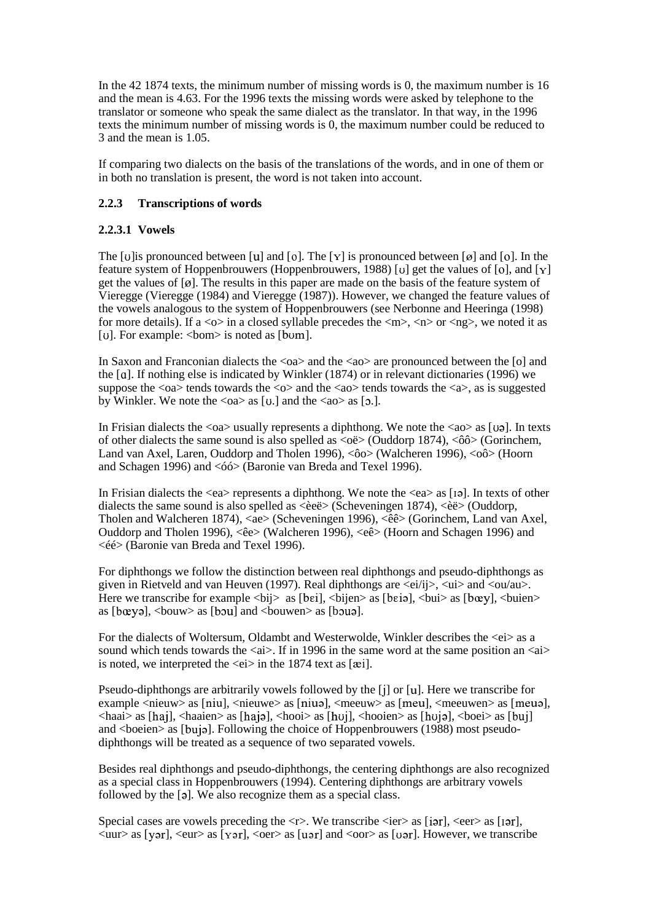In the 42 1874 texts, the minimum number of missing words is 0, the maximum number is 16 and the mean is 4.63. For the 1996 texts the missing words were asked by telephone to the translator or someone who speak the same dialect as the translator. In that way, in the 1996 texts the minimum number of missing words is 0, the maximum number could be reduced to 3 and the mean is 1.05.

If comparing two dialects on the basis of the translations of the words, and in one of them or in both no translation is present, the word is not taken into account.

### 2.2.3 Transcriptions of words

#### 2.2.3.1 Vowels

The [ʊ]is pronounced between [u] and [o]. The [ʏ] is pronounced between [ø] and [o]. In the feature system of Hoppenbrouwers (Hoppenbrouwers, 1988) [ʊ] get the values of [o], and [ʏ] get the values of [ø]. The results in this paper are made on the basis of the feature system of Vieregge (Vieregge (1984) and Vieregge (1987)). However, we changed the feature values of the vowels analogous to the system of Hoppenbrouwers (see Nerbonne and Heeringa (1998) for more details). If a <o> in a closed syllable precedes the <m>, <n> or <ng>, we noted it as [ʊ]. For example: <bom> is noted as [bʊm].

In Saxon and Franconian dialects the <oa> and the <ao> are pronounced between the [o] and the [ɑ]. If nothing else is indicated by Winkler (1874) or in relevant dictionaries (1996) we suppose the <oa> tends towards the <o> and the <ao> tends towards the <a>, as is suggested by Winkler. We note the <oa> as [ʊ.] and the <ao> as [ɔ.].

In Frisian dialects the <oa> usually represents a diphthong. We note the <ao> as [ʊə]. In texts of other dialects the same sound is also spelled as <oë> (Ouddorp 1874), <ôô> (Gorinchem, Land van Axel, Laren, Ouddorp and Tholen 1996), <ôo> (Walcheren 1996), <oô> (Hoorn and Schagen 1996) and <óó> (Baronie van Breda and Texel 1996).

In Frisian dialects the <ea> represents a diphthong. We note the <ea> as [ɪə]. In texts of other dialects the same sound is also spelled as <èeë> (Scheveningen 1874), <èë> (Ouddorp, Tholen and Walcheren 1874), <ae> (Scheveningen 1996), <êê> (Gorinchem, Land van Axel, Ouddorp and Tholen 1996), <êe> (Walcheren 1996), <eê> (Hoorn and Schagen 1996) and <éé> (Baronie van Breda and Texel 1996).

For diphthongs we follow the distinction between real diphthongs and pseudo-diphthongs as given in Rietveld and van Heuven (1997). Real diphthongs are <ei/ij>, <ui> and <ou/au>. Here we transcribe for example <bij> as [bɛi], <bijen> as [bɛiə], <bui> as [bœy], <buien> as [bœyə], <bouw> as [bɔu] and <bouwen> as [bɔuə].

For the dialects of Woltersum, Oldambt and Westerwolde, Winkler describes the <ei> as a sound which tends towards the <ai>. If in 1996 in the same word at the same position an <ai> is noted, we interpreted the <ei> in the 1874 text as [æi].

Pseudo-diphthongs are arbitrarily vowels followed by the [j] or [u]. Here we transcribe for example <nieuw> as [niu], <nieuwe> as [niuə], <meeuw> as [meu], <meeuwen> as [meuə], <haai> as [haj], <haaien> as [hajə], <hooi> as [hʊj], <hooien> as [hʊjə], <boei> as [buj] and <boeien> as [bujə]. Following the choice of Hoppenbrouwers (1988) most pseudo-diphthongs will be treated as a sequence of two separated vowels.

Besides real diphthongs and pseudo-diphthongs, the centering diphthongs are also recognized as a special class in Hoppenbrouwers (1994). Centering diphthongs are arbitrary vowels followed by the [ə]. We also recognize them as a special class.

Special cases are vowels preceding the <r>. We transcribe <ier> as [iər], <eer> as [ɪər], <uur> as [yər], <eur> as [ʏər], <oer> as [uər] and <oor> as [ʊər]. However, we transcribe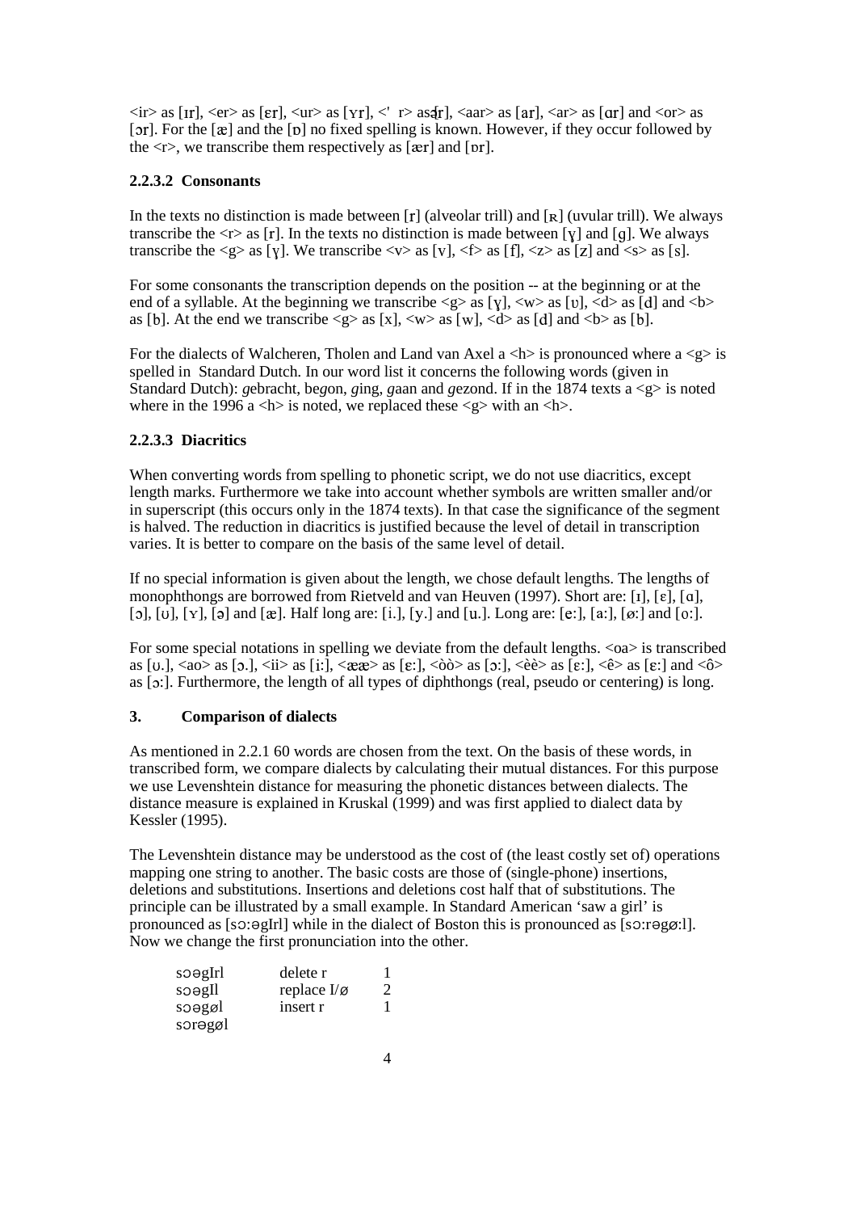<ir> as [ɪr], <er> as [ɛr], <ur> as [ʏr], <' r> as [ɾ], <aar> as [ar], <ar> as [ɑr] and <or> as [ɔr]. For the [æ] and the [ɒ] no fixed spelling is known. However, if they occur followed by the <r>, we transcribe them respectively as [ær] and [ɒr].

#### 2.2.3.2 Consonants

In the texts no distinction is made between [r] (alveolar trill) and [ʀ] (uvular trill). We always transcribe the <r> as [r]. In the texts no distinction is made between [ɣ] and [g]. We always transcribe the <g> as [ɣ]. We transcribe <v> as [v], <f> as [f], <z> as [z] and <s> as [s].

For some consonants the transcription depends on the position -- at the beginning or at the end of a syllable. At the beginning we transcribe <g> as [ɣ], <w> as [ʋ], <d> as [d] and <b> as [b]. At the end we transcribe <g> as [x], <w> as [w], <d> as [d] and <b> as [b].

For the dialects of Walcheren, Tholen and Land van Axel a <h> is pronounced where a <g> is spelled in Standard Dutch. In our word list it concerns the following words (given in Standard Dutch): *g*ebracht, be*g*on, *g*ing, *g*aan and *g*ezond. If in the 1874 texts a <g> is noted where in the 1996 a <h> is noted, we replaced these <g> with an <h>.

#### 2.2.3.3 Diacritics

When converting words from spelling to phonetic script, we do not use diacritics, except length marks. Furthermore we take into account whether symbols are written smaller and/or in superscript (this occurs only in the 1874 texts). In that case the significance of the segment is halved. The reduction in diacritics is justified because the level of detail in transcription varies. It is better to compare on the basis of the same level of detail.

If no special information is given about the length, we chose default lengths. The lengths of monophthongs are borrowed from Rietveld and van Heuven (1997). Short are: [ɪ], [ɛ], [ɑ], [ɔ], [ʊ], [ʏ], [ə] and [æ]. Half long are: [i.], [y.] and [u.]. Long are: [e:], [a:], [ø:] and [o:].

For some special notations in spelling we deviate from the default lengths. <oa> is transcribed as [ʊ.], <ao> as [ɔ.], <ii> as [i:], <ææ> as [ɛ:], <òò> as [ɔ:], <èè> as [ɛ:], <ê> as [ɛ:] and <ô> as [ɔ:]. Furthermore, the length of all types of diphthongs (real, pseudo or centering) is long.

## 3. Comparison of dialects

As mentioned in 2.2.1 60 words are chosen from the text. On the basis of these words, in transcribed form, we compare dialects by calculating their mutual distances. For this purpose we use Levenshtein distance for measuring the phonetic distances between dialects. The distance measure is explained in Kruskal (1999) and was first applied to dialect data by Kessler (1995).

The Levenshtein distance may be understood as the cost of (the least costly set of) operations mapping one string to another. The basic costs are those of (single-phone) insertions, deletions and substitutions. Insertions and deletions cost half that of substitutions. The principle can be illustrated by a small example. In Standard American 'saw a girl' is pronounced as [sɔ:əgIrl] while in the dialect of Boston this is pronounced as [sɔ:rəgø:l]. Now we change the first pronunciation into the other.

| | | |
|---|---|---|
| sɔəgIrl | delete r | 1 |
| sɔəgIl | replace I/ø | 2 |
| sɔəgøl | insert r | 1 |
| sɔrəgøl | | |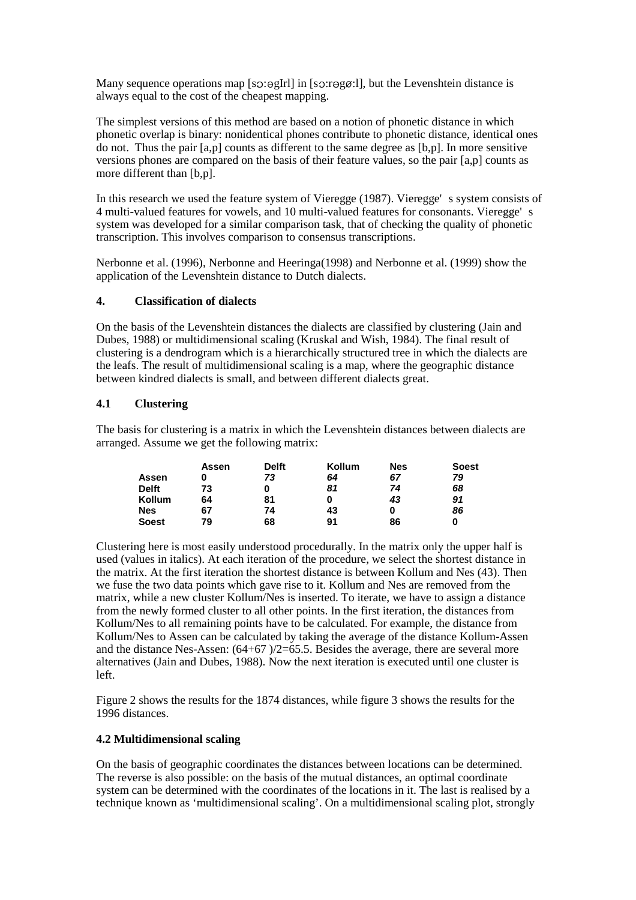Many sequence operations map [sɔːəgIrl] in [sɔːrəgøːl], but the Levenshtein distance is always equal to the cost of the cheapest mapping.

The simplest versions of this method are based on a notion of phonetic distance in which phonetic overlap is binary: nonidentical phones contribute to phonetic distance, identical ones do not. Thus the pair [a,p] counts as different to the same degree as [b,p]. In more sensitive versions phones are compared on the basis of their feature values, so the pair [a,p] counts as more different than [b,p].

In this research we used the feature system of Vieregge (1987). Vieregge' s system consists of 4 multi-valued features for vowels, and 10 multi-valued features for consonants. Vieregge' s system was developed for a similar comparison task, that of checking the quality of phonetic transcription. This involves comparison to consensus transcriptions.

Nerbonne et al. (1996), Nerbonne and Heeringa(1998) and Nerbonne et al. (1999) show the application of the Levenshtein distance to Dutch dialects.

## 4. Classification of dialects

On the basis of the Levenshtein distances the dialects are classified by clustering (Jain and Dubes, 1988) or multidimensional scaling (Kruskal and Wish, 1984). The final result of clustering is a dendrogram which is a hierarchically structured tree in which the dialects are the leafs. The result of multidimensional scaling is a map, where the geographic distance between kindred dialects is small, and between different dialects great.

### 4.1 Clustering

The basis for clustering is a matrix in which the Levenshtein distances between dialects are arranged. Assume we get the following matrix:

| | **Assen** | **Delft** | **Kollum** | **Nes** | **Soest** |
|---|---|---|---|---|---|
| **Assen** | **0** | ***73*** | ***64*** | ***67*** | ***79*** |
| **Delft** | **73** | **0** | ***81*** | ***74*** | ***68*** |
| **Kollum** | **64** | **81** | **0** | ***43*** | ***91*** |
| **Nes** | **67** | **74** | **43** | **0** | ***86*** |
| **Soest** | **79** | **68** | **91** | **86** | **0** |

Clustering here is most easily understood procedurally. In the matrix only the upper half is used (values in italics). At each iteration of the procedure, we select the shortest distance in the matrix. At the first iteration the shortest distance is between Kollum and Nes (43). Then we fuse the two data points which gave rise to it. Kollum and Nes are removed from the matrix, while a new cluster Kollum/Nes is inserted. To iterate, we have to assign a distance from the newly formed cluster to all other points. In the first iteration, the distances from Kollum/Nes to all remaining points have to be calculated. For example, the distance from Kollum/Nes to Assen can be calculated by taking the average of the distance Kollum-Assen and the distance Nes-Assen: (64+67 )/2=65.5. Besides the average, there are several more alternatives (Jain and Dubes, 1988). Now the next iteration is executed until one cluster is left.

Figure 2 shows the results for the 1874 distances, while figure 3 shows the results for the 1996 distances.

### 4.2 Multidimensional scaling

On the basis of geographic coordinates the distances between locations can be determined. The reverse is also possible: on the basis of the mutual distances, an optimal coordinate system can be determined with the coordinates of the locations in it. The last is realised by a technique known as 'multidimensional scaling'. On a multidimensional scaling plot, strongly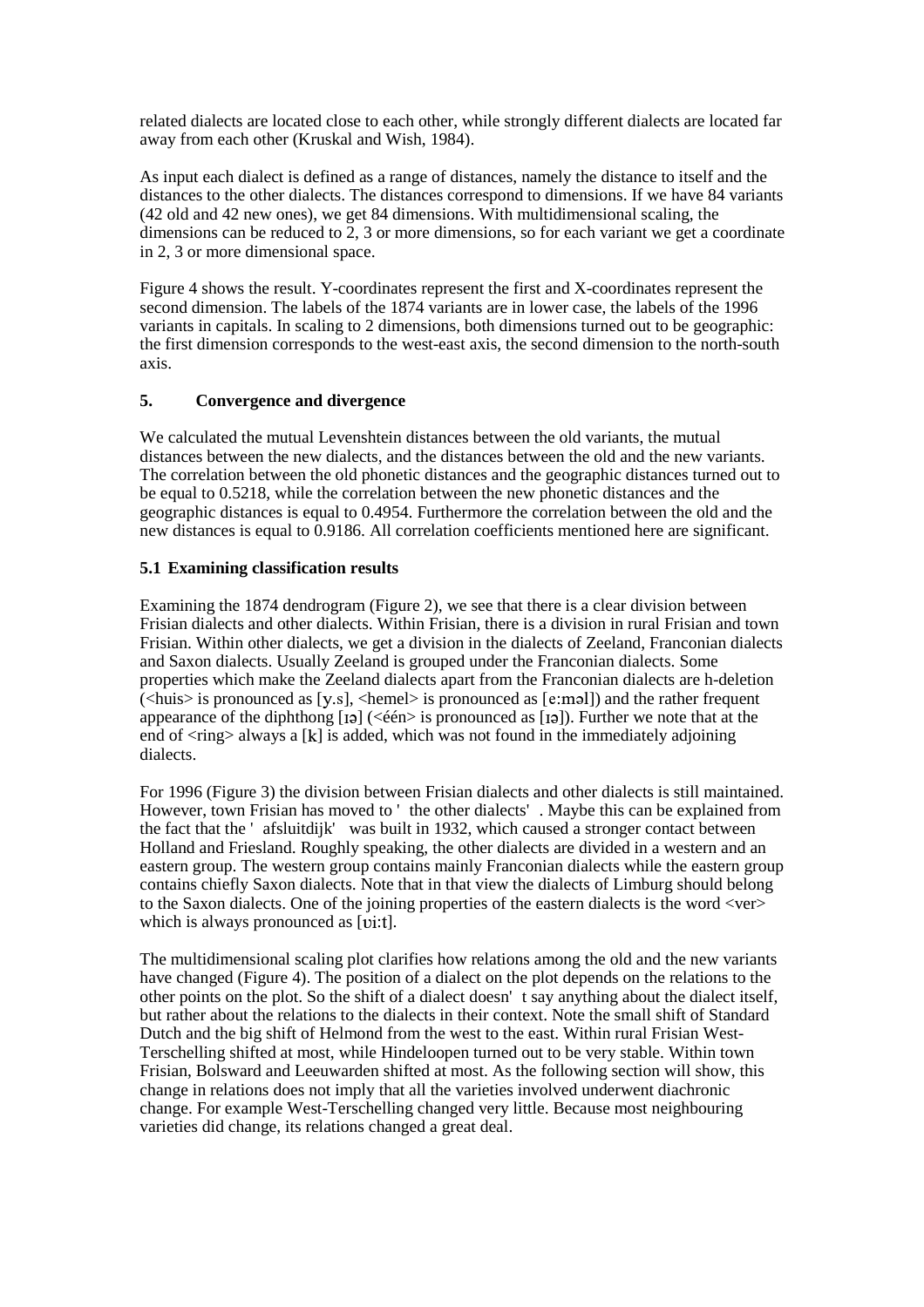related dialects are located close to each other, while strongly different dialects are located far away from each other (Kruskal and Wish, 1984).

As input each dialect is defined as a range of distances, namely the distance to itself and the distances to the other dialects. The distances correspond to dimensions. If we have 84 variants (42 old and 42 new ones), we get 84 dimensions. With multidimensional scaling, the dimensions can be reduced to 2, 3 or more dimensions, so for each variant we get a coordinate in 2, 3 or more dimensional space.

Figure 4 shows the result. Y-coordinates represent the first and X-coordinates represent the second dimension. The labels of the 1874 variants are in lower case, the labels of the 1996 variants in capitals. In scaling to 2 dimensions, both dimensions turned out to be geographic: the first dimension corresponds to the west-east axis, the second dimension to the north-south axis.

## 5. Convergence and divergence

We calculated the mutual Levenshtein distances between the old variants, the mutual distances between the new dialects, and the distances between the old and the new variants. The correlation between the old phonetic distances and the geographic distances turned out to be equal to 0.5218, while the correlation between the new phonetic distances and the geographic distances is equal to 0.4954. Furthermore the correlation between the old and the new distances is equal to 0.9186. All correlation coefficients mentioned here are significant.

### 5.1 Examining classification results

Examining the 1874 dendrogram (Figure 2), we see that there is a clear division between Frisian dialects and other dialects. Within Frisian, there is a division in rural Frisian and town Frisian. Within other dialects, we get a division in the dialects of Zeeland, Franconian dialects and Saxon dialects. Usually Zeeland is grouped under the Franconian dialects. Some properties which make the Zeeland dialects apart from the Franconian dialects are h-deletion (<huis> is pronounced as [y.s], <hemel> is pronounced as [eːməl]) and the rather frequent appearance of the diphthong [ɪə] (<één> is pronounced as [ɪə]). Further we note that at the end of <ring> always a [k] is added, which was not found in the immediately adjoining dialects.

For 1996 (Figure 3) the division between Frisian dialects and other dialects is still maintained. However, town Frisian has moved to 'the other dialects'. Maybe this can be explained from the fact that the 'afsluitdijk' was built in 1932, which caused a stronger contact between Holland and Friesland. Roughly speaking, the other dialects are divided in a western and an eastern group. The western group contains mainly Franconian dialects while the eastern group contains chiefly Saxon dialects. Note that in that view the dialects of Limburg should belong to the Saxon dialects. One of the joining properties of the eastern dialects is the word <ver> which is always pronounced as [ʋiːt].

The multidimensional scaling plot clarifies how relations among the old and the new variants have changed (Figure 4). The position of a dialect on the plot depends on the relations to the other points on the plot. So the shift of a dialect doesn't say anything about the dialect itself, but rather about the relations to the dialects in their context. Note the small shift of Standard Dutch and the big shift of Helmond from the west to the east. Within rural Frisian West-Terschelling shifted at most, while Hindeloopen turned out to be very stable. Within town Frisian, Bolsward and Leeuwarden shifted at most. As the following section will show, this change in relations does not imply that all the varieties involved underwent diachronic change. For example West-Terschelling changed very little. Because most neighbouring varieties did change, its relations changed a great deal.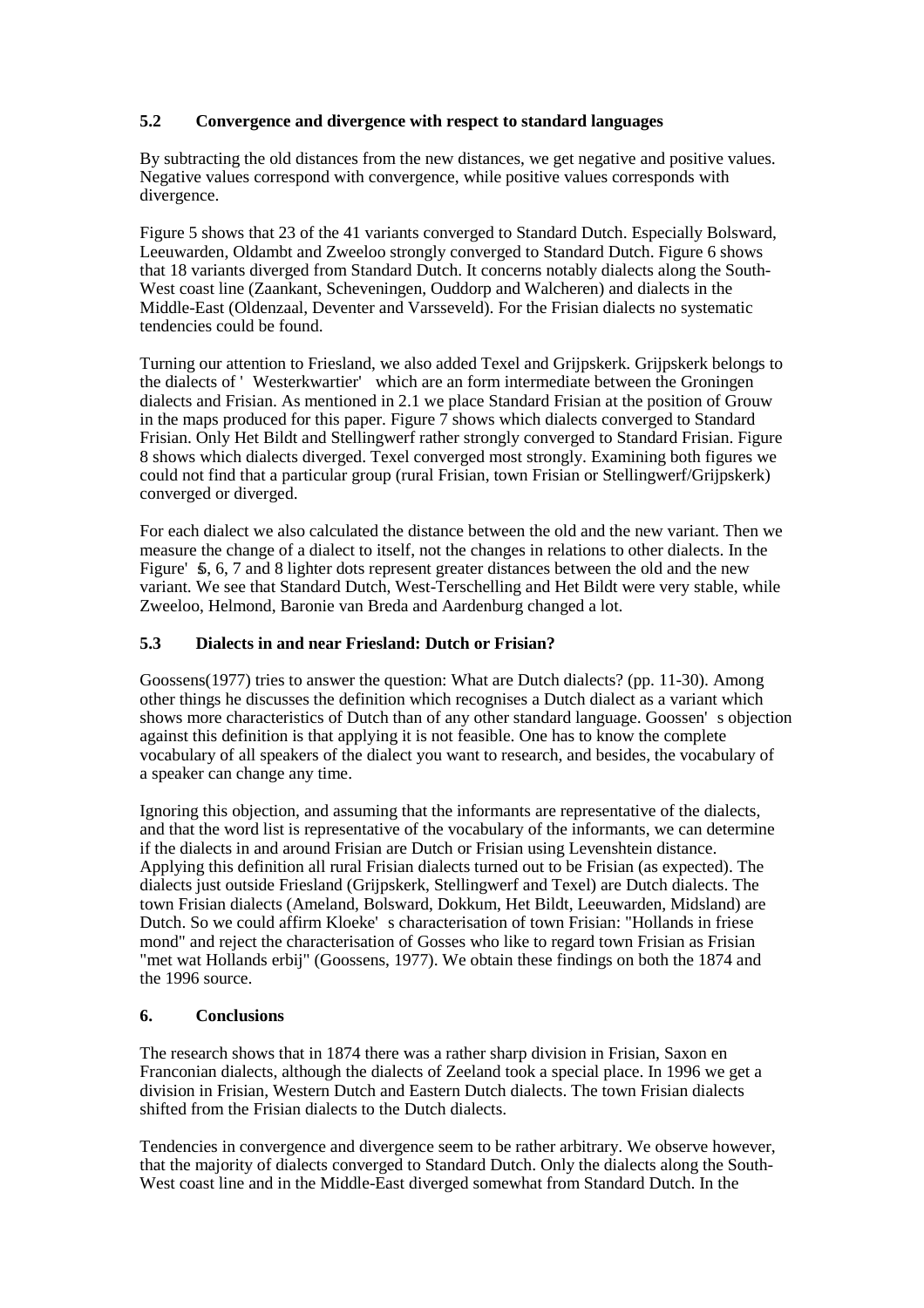### 5.2 Convergence and divergence with respect to standard languages

By subtracting the old distances from the new distances, we get negative and positive values. Negative values correspond with convergence, while positive values corresponds with divergence.

Figure 5 shows that 23 of the 41 variants converged to Standard Dutch. Especially Bolsward, Leeuwarden, Oldambt and Zweeloo strongly converged to Standard Dutch. Figure 6 shows that 18 variants diverged from Standard Dutch. It concerns notably dialects along the South-West coast line (Zaankant, Scheveningen, Ouddorp and Walcheren) and dialects in the Middle-East (Oldenzaal, Deventer and Varsseveld). For the Frisian dialects no systematic tendencies could be found.

Turning our attention to Friesland, we also added Texel and Grijpskerk. Grijpskerk belongs to the dialects of 'Westerkwartier' which are an form intermediate between the Groningen dialects and Frisian. As mentioned in 2.1 we place Standard Frisian at the position of Grouw in the maps produced for this paper. Figure 7 shows which dialects converged to Standard Frisian. Only Het Bildt and Stellingwerf rather strongly converged to Standard Frisian. Figure 8 shows which dialects diverged. Texel converged most strongly. Examining both figures we could not find that a particular group (rural Frisian, town Frisian or Stellingwerf/Grijpskerk) converged or diverged.

For each dialect we also calculated the distance between the old and the new variant. Then we measure the change of a dialect to itself, not the changes in relations to other dialects. In the Figure's 5, 6, 7 and 8 lighter dots represent greater distances between the old and the new variant. We see that Standard Dutch, West-Terschelling and Het Bildt were very stable, while Zweeloo, Helmond, Baronie van Breda and Aardenburg changed a lot.

### 5.3 Dialects in and near Friesland: Dutch or Frisian?

Goossens(1977) tries to answer the question: What are Dutch dialects? (pp. 11-30). Among other things he discusses the definition which recognises a Dutch dialect as a variant which shows more characteristics of Dutch than of any other standard language. Goossen's objection against this definition is that applying it is not feasible. One has to know the complete vocabulary of all speakers of the dialect you want to research, and besides, the vocabulary of a speaker can change any time.

Ignoring this objection, and assuming that the informants are representative of the dialects, and that the word list is representative of the vocabulary of the informants, we can determine if the dialects in and around Frisian are Dutch or Frisian using Levenshtein distance. Applying this definition all rural Frisian dialects turned out to be Frisian (as expected). The dialects just outside Friesland (Grijpskerk, Stellingwerf and Texel) are Dutch dialects. The town Frisian dialects (Ameland, Bolsward, Dokkum, Het Bildt, Leeuwarden, Midsland) are Dutch. So we could affirm Kloeke's characterisation of town Frisian: "Hollands in friese mond" and reject the characterisation of Gosses who like to regard town Frisian as Frisian "met wat Hollands erbij" (Goossens, 1977). We obtain these findings on both the 1874 and the 1996 source.

## 6. Conclusions

The research shows that in 1874 there was a rather sharp division in Frisian, Saxon en Franconian dialects, although the dialects of Zeeland took a special place. In 1996 we get a division in Frisian, Western Dutch and Eastern Dutch dialects. The town Frisian dialects shifted from the Frisian dialects to the Dutch dialects.

Tendencies in convergence and divergence seem to be rather arbitrary. We observe however, that the majority of dialects converged to Standard Dutch. Only the dialects along the South-West coast line and in the Middle-East diverged somewhat from Standard Dutch. In the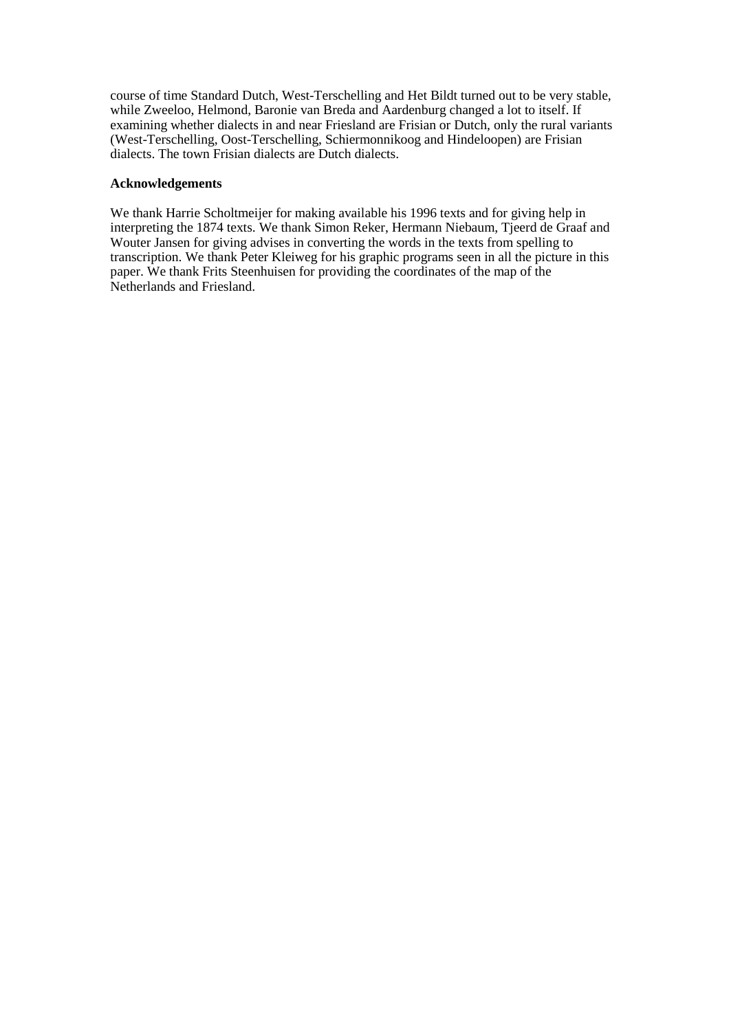course of time Standard Dutch, West-Terschelling and Het Bildt turned out to be very stable, while Zweeloo, Helmond, Baronie van Breda and Aardenburg changed a lot to itself. If examining whether dialects in and near Friesland are Frisian or Dutch, only the rural variants (West-Terschelling, Oost-Terschelling, Schiermonnikoog and Hindeloopen) are Frisian dialects. The town Frisian dialects are Dutch dialects.

**Acknowledgements**

We thank Harrie Scholtmeijer for making available his 1996 texts and for giving help in interpreting the 1874 texts. We thank Simon Reker, Hermann Niebaum, Tjeerd de Graaf and Wouter Jansen for giving advises in converting the words in the texts from spelling to transcription. We thank Peter Kleiweg for his graphic programs seen in all the picture in this paper. We thank Frits Steenhuisen for providing the coordinates of the map of the Netherlands and Friesland.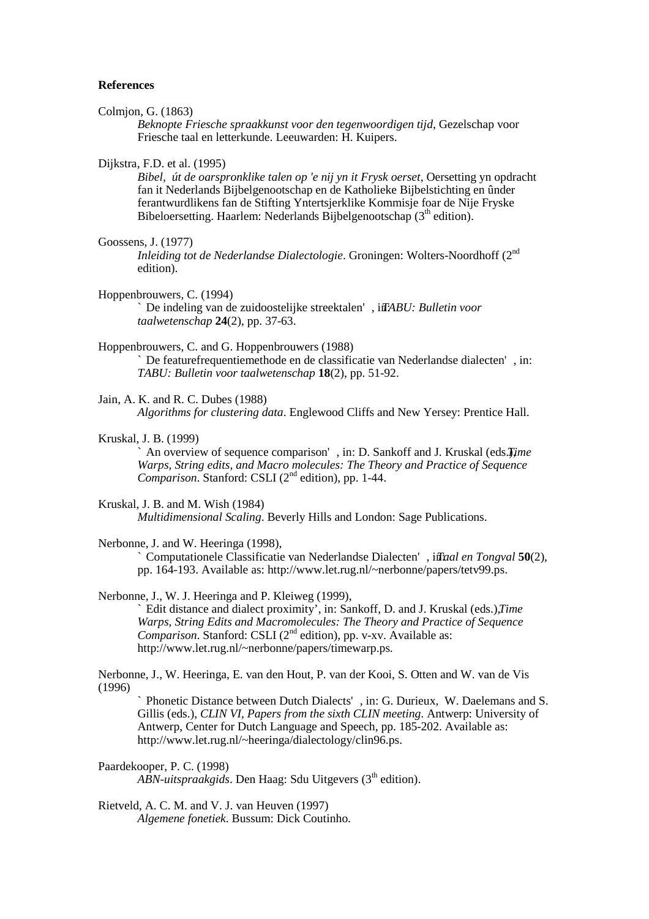**References**

Colmjon, G. (1863)
*Beknopte Friesche spraakkunst voor den tegenwoordigen tijd*, Gezelschap voor Friesche taal en letterkunde. Leeuwarden: H. Kuipers.

Dijkstra, F.D. et al. (1995)
*Bibel, út de oarspronklike talen op 'e nij yn it Frysk oerset*, Oersetting yn opdracht fan it Nederlands Bijbelgenootschap en de Katholieke Bijbelstichting en ûnder ferantwurdlikens fan de Stifting Yntertsjerklike Kommisje foar de Nije Fryske Bibeloersetting. Haarlem: Nederlands Bijbelgenootschap (3th edition).

Goossens, J. (1977)
*Inleiding tot de Nederlandse Dialectologie*. Groningen: Wolters-Noordhoff (2nd edition).

Hoppenbrouwers, C. (1994)
` De indeling van de zuidoostelijke streektalen' , in: *TABU: Bulletin voor taalwetenschap* **24**(2), pp. 37-63.

Hoppenbrouwers, C. and G. Hoppenbrouwers (1988)
` De featurefrequentiemethode en de classificatie van Nederlandse dialecten' , in: *TABU: Bulletin voor taalwetenschap* **18**(2), pp. 51-92.

Jain, A. K. and R. C. Dubes (1988)
*Algorithms for clustering data*. Englewood Cliffs and New Yersey: Prentice Hall.

Kruskal, J. B. (1999)
` An overview of sequence comparison' , in: D. Sankoff and J. Kruskal (eds.), *Time Warps, String edits, and Macro molecules: The Theory and Practice of Sequence Comparison*. Stanford: CSLI (2nd edition), pp. 1-44.

Kruskal, J. B. and M. Wish (1984)
*Multidimensional Scaling*. Beverly Hills and London: Sage Publications.

Nerbonne, J. and W. Heeringa (1998),
` Computationele Classificatie van Nederlandse Dialecten' , in: *Taal en Tongval* **50**(2), pp. 164-193. Available as: http://www.let.rug.nl/~nerbonne/papers/tetv99.ps.

Nerbonne, J., W. J. Heeringa and P. Kleiweg (1999),
` Edit distance and dialect proximity', in: Sankoff, D. and J. Kruskal (eds.), *Time Warps, String Edits and Macromolecules: The Theory and Practice of Sequence Comparison*. Stanford: CSLI (2nd edition), pp. v-xv. Available as: http://www.let.rug.nl/~nerbonne/papers/timewarp.ps.

Nerbonne, J., W. Heeringa, E. van den Hout, P. van der Kooi, S. Otten and W. van de Vis (1996)
` Phonetic Distance between Dutch Dialects' , in: G. Durieux, W. Daelemans and S. Gillis (eds.), *CLIN VI, Papers from the sixth CLIN meeting*. Antwerp: University of Antwerp, Center for Dutch Language and Speech, pp. 185-202. Available as: http://www.let.rug.nl/~heeringa/dialectology/clin96.ps.

Paardekooper, P. C. (1998)
*ABN-uitspraakgids*. Den Haag: Sdu Uitgevers (3th edition).

Rietveld, A. C. M. and V. J. van Heuven (1997)
*Algemene fonetiek*. Bussum: Dick Coutinho.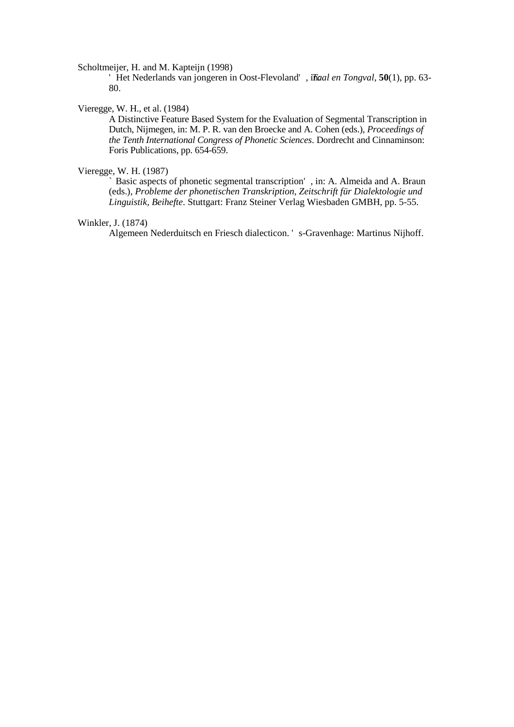Scholtmeijer, H. and M. Kapteijn (1998)

' Het Nederlands van jongeren in Oost-Flevoland' , in: *Taal en Tongval*, **50**(1), pp. 63-80.

Vieregge, W. H., et al. (1984)

A Distinctive Feature Based System for the Evaluation of Segmental Transcription in Dutch, Nijmegen, in: M. P. R. van den Broecke and A. Cohen (eds.), *Proceedings of the Tenth International Congress of Phonetic Sciences*. Dordrecht and Cinnaminson: Foris Publications, pp. 654-659.

Vieregge, W. H. (1987)

` Basic aspects of phonetic segmental transcription' , in: A. Almeida and A. Braun (eds.), *Probleme der phonetischen Transkription, Zeitschrift für Dialektologie und Linguistik, Beihefte*. Stuttgart: Franz Steiner Verlag Wiesbaden GMBH, pp. 5-55.

Winkler, J. (1874)

Algemeen Nederduitsch en Friesch dialecticon. ' s-Gravenhage: Martinus Nijhoff.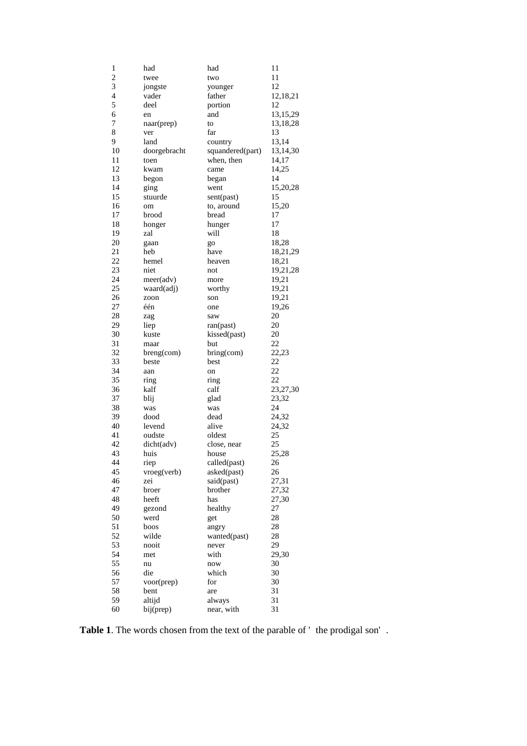| | | | |
|---|---|---|---|
| 1 | had | had | 11 |
| 2 | twee | two | 11 |
| 3 | jongste | younger | 12 |
| 4 | vader | father | 12,18,21 |
| 5 | deel | portion | 12 |
| 6 | en | and | 13,15,29 |
| 7 | naar(prep) | to | 13,18,28 |
| 8 | ver | far | 13 |
| 9 | land | country | 13,14 |
| 10 | doorgebracht | squandered(part) | 13,14,30 |
| 11 | toen | when, then | 14,17 |
| 12 | kwam | came | 14,25 |
| 13 | begon | began | 14 |
| 14 | ging | went | 15,20,28 |
| 15 | stuurde | sent(past) | 15 |
| 16 | om | to, around | 15,20 |
| 17 | brood | bread | 17 |
| 18 | honger | hunger | 17 |
| 19 | zal | will | 18 |
| 20 | gaan | go | 18,28 |
| 21 | heb | have | 18,21,29 |
| 22 | hemel | heaven | 18,21 |
| 23 | niet | not | 19,21,28 |
| 24 | meer(adv) | more | 19,21 |
| 25 | waard(adj) | worthy | 19,21 |
| 26 | zoon | son | 19,21 |
| 27 | één | one | 19,26 |
| 28 | zag | saw | 20 |
| 29 | liep | ran(past) | 20 |
| 30 | kuste | kissed(past) | 20 |
| 31 | maar | but | 22 |
| 32 | breng(com) | bring(com) | 22,23 |
| 33 | beste | best | 22 |
| 34 | aan | on | 22 |
| 35 | ring | ring | 22 |
| 36 | kalf | calf | 23,27,30 |
| 37 | blij | glad | 23,32 |
| 38 | was | was | 24 |
| 39 | dood | dead | 24,32 |
| 40 | levend | alive | 24,32 |
| 41 | oudste | oldest | 25 |
| 42 | dicht(adv) | close, near | 25 |
| 43 | huis | house | 25,28 |
| 44 | riep | called(past) | 26 |
| 45 | vroeg(verb) | asked(past) | 26 |
| 46 | zei | said(past) | 27,31 |
| 47 | broer | brother | 27,32 |
| 48 | heeft | has | 27,30 |
| 49 | gezond | healthy | 27 |
| 50 | werd | get | 28 |
| 51 | boos | angry | 28 |
| 52 | wilde | wanted(past) | 28 |
| 53 | nooit | never | 29 |
| 54 | met | with | 29,30 |
| 55 | nu | now | 30 |
| 56 | die | which | 30 |
| 57 | voor(prep) | for | 30 |
| 58 | bent | are | 31 |
| 59 | altijd | always | 31 |
| 60 | bij(prep) | near, with | 31 |

**Table 1**. The words chosen from the text of the parable of ' the prodigal son' .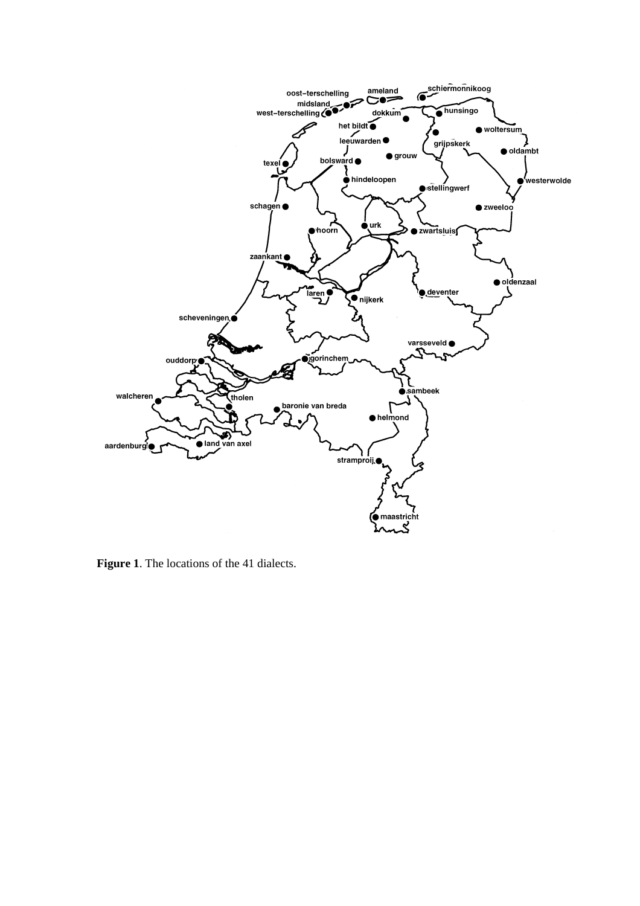**Figure 1**. The locations of the 41 dialects.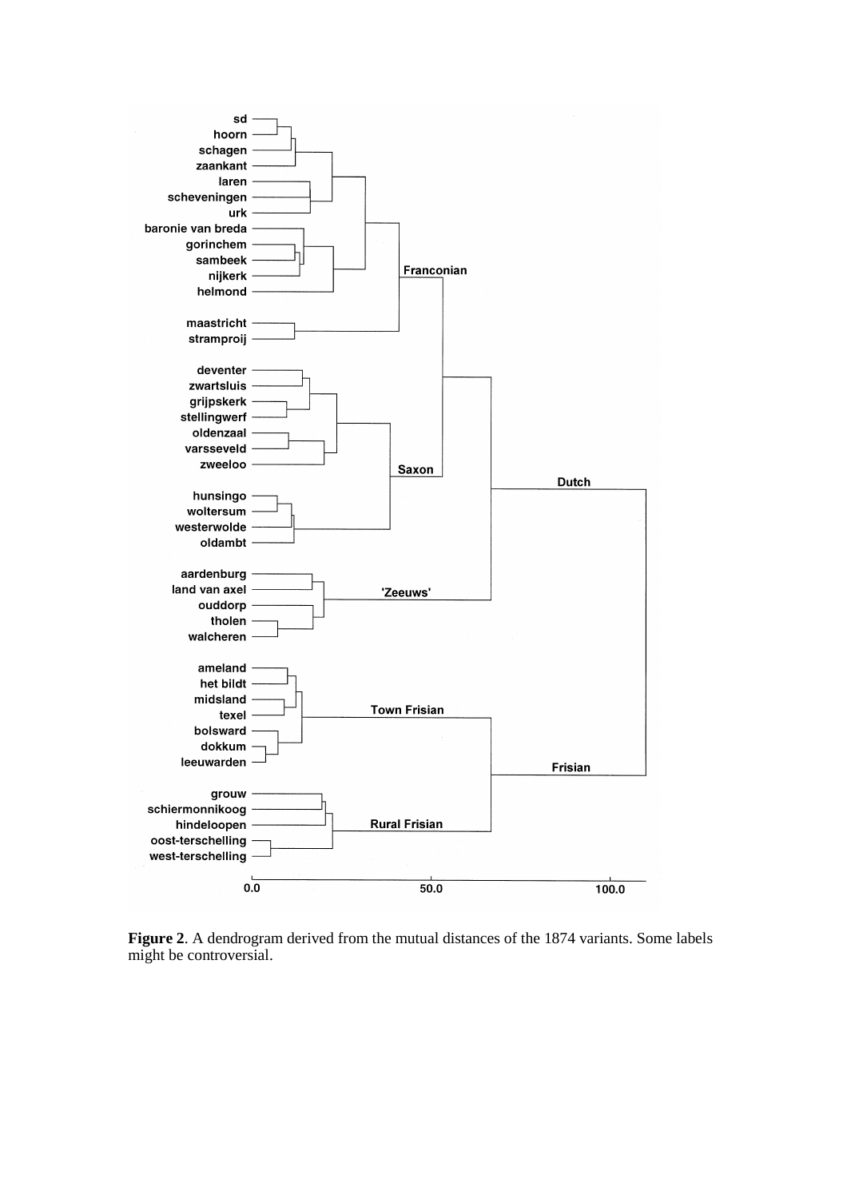**Figure 2**. A dendrogram derived from the mutual distances of the 1874 variants. Some labels might be controversial.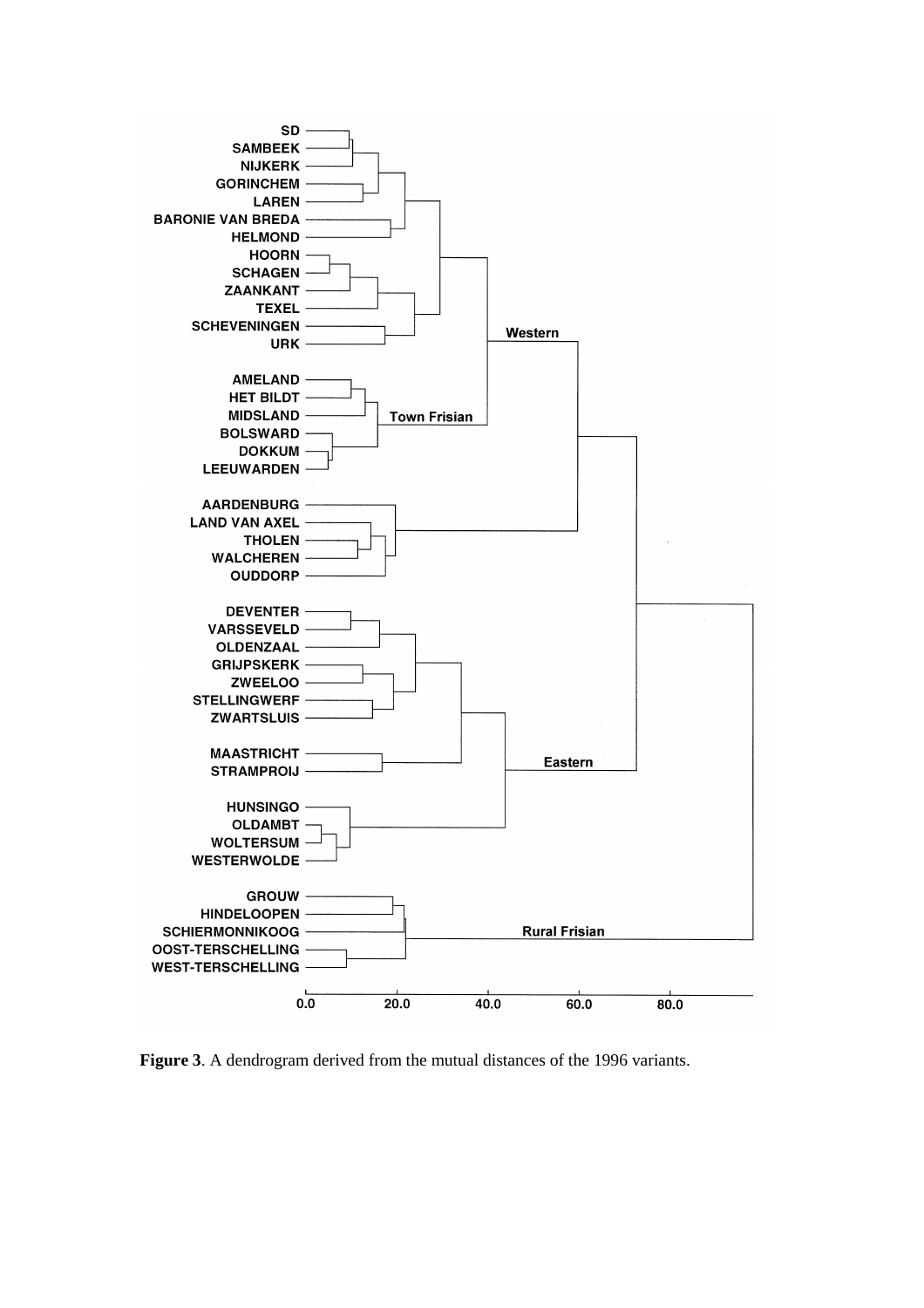**Figure 3**. A dendrogram derived from the mutual distances of the 1996 variants.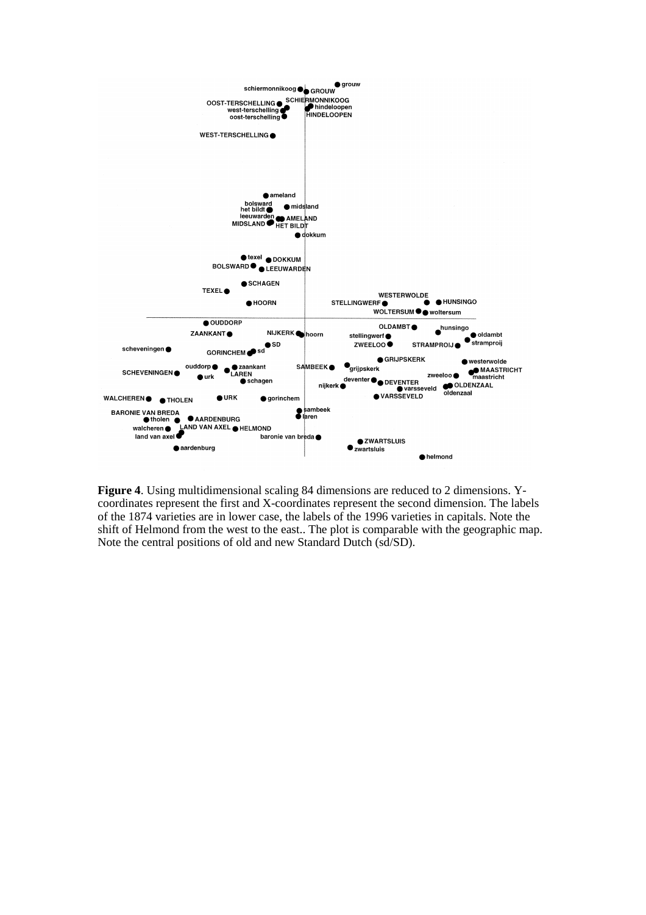**Figure 4**. Using multidimensional scaling 84 dimensions are reduced to 2 dimensions. Y-coordinates represent the first and X-coordinates represent the second dimension. The labels of the 1874 varieties are in lower case, the labels of the 1996 varieties in capitals. Note the shift of Helmond from the west to the east.. The plot is comparable with the geographic map. Note the central positions of old and new Standard Dutch (sd/SD).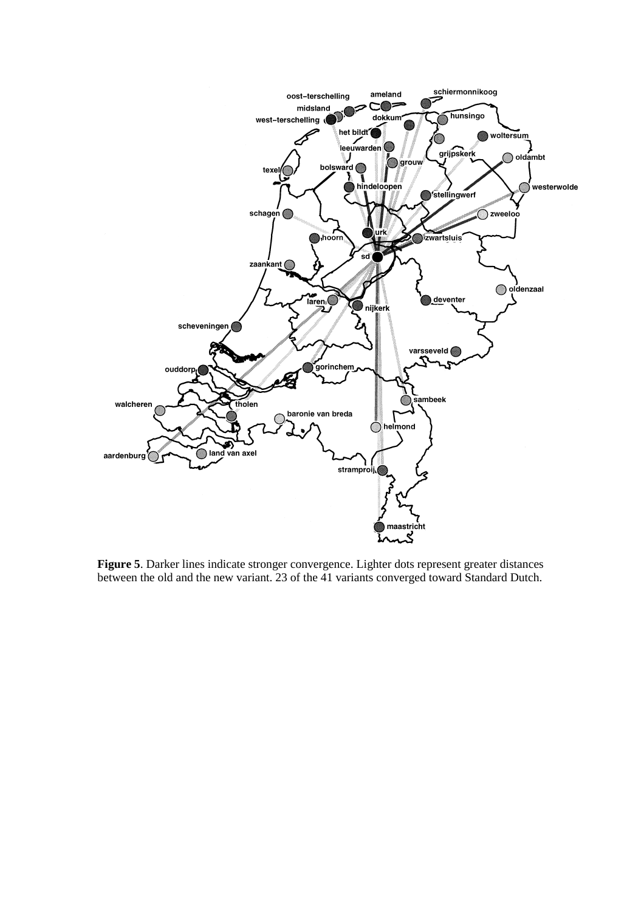**Figure 5**. Darker lines indicate stronger convergence. Lighter dots represent greater distances between the old and the new variant. 23 of the 41 variants converged toward Standard Dutch.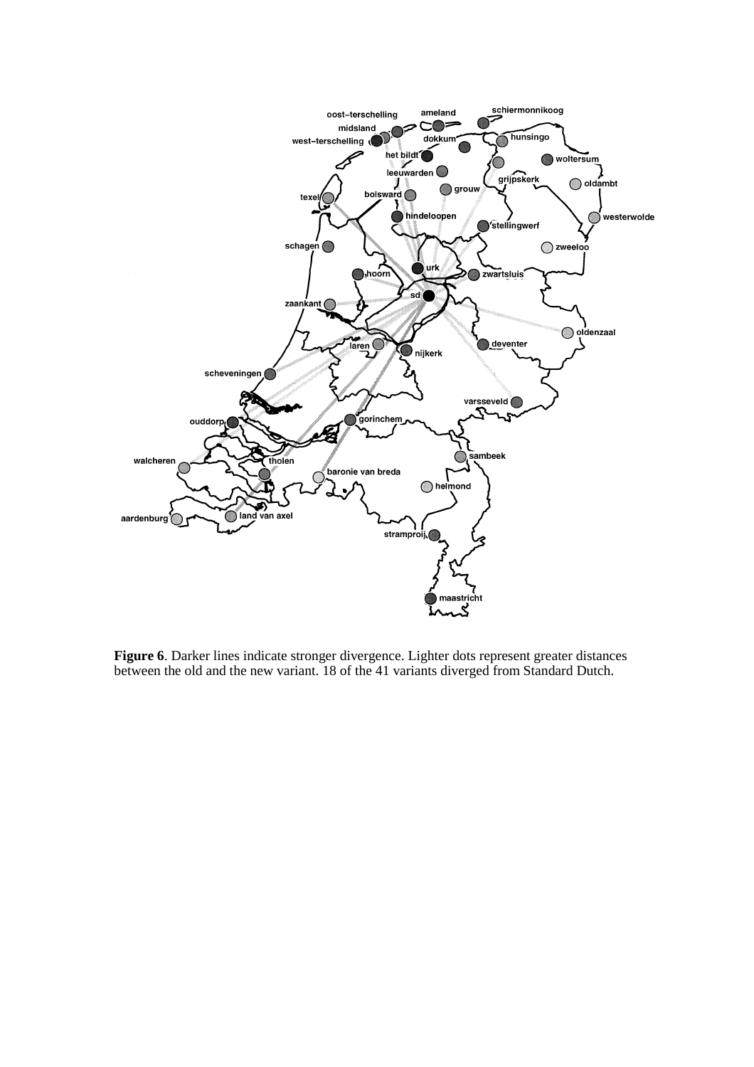**Figure 6**. Darker lines indicate stronger divergence. Lighter dots represent greater distances between the old and the new variant. 18 of the 41 variants diverged from Standard Dutch.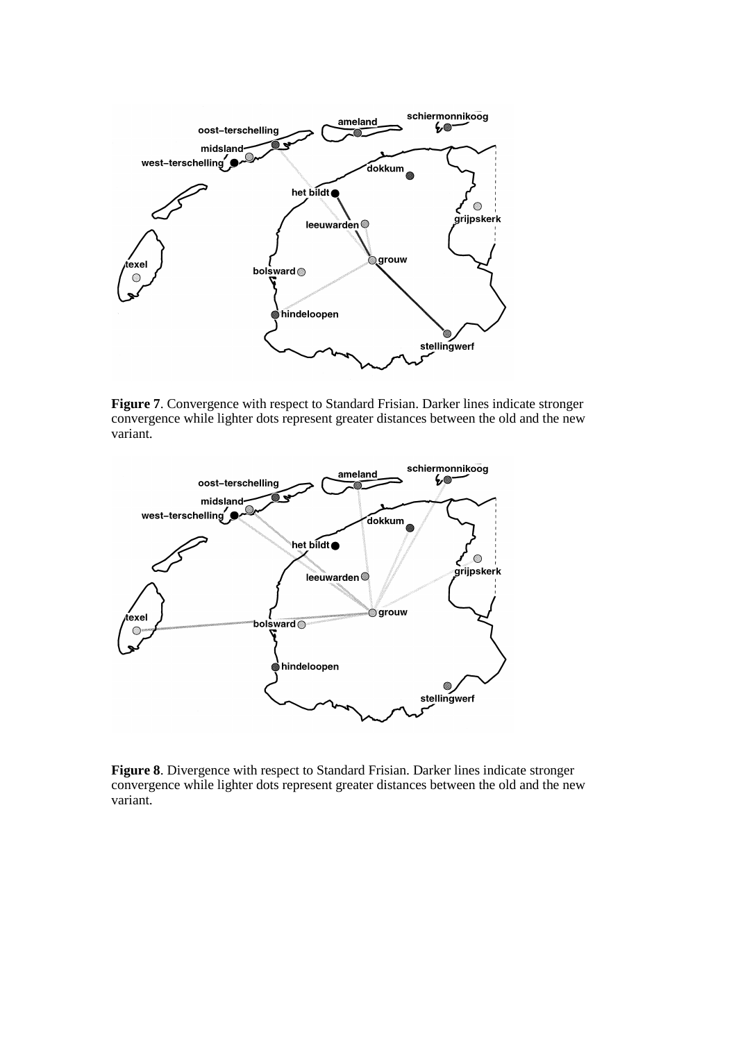oost–terschelling

midsland

west–terschelling

ameland

schiermonnikoog

dokkum

het bildt

leeuwarden

grijpskerk

grouw

texel

bolsward

hindeloopen

stellingwerf

**Figure 7**. Convergence with respect to Standard Frisian. Darker lines indicate stronger convergence while lighter dots represent greater distances between the old and the new variant.

oost–terschelling

midsland

west–terschelling

ameland

schiermonnikoog

dokkum

het bildt

leeuwarden

grijpskerk

grouw

texel

bolsward

hindeloopen

stellingwerf

**Figure 8**. Divergence with respect to Standard Frisian. Darker lines indicate stronger convergence while lighter dots represent greater distances between the old and the new variant.